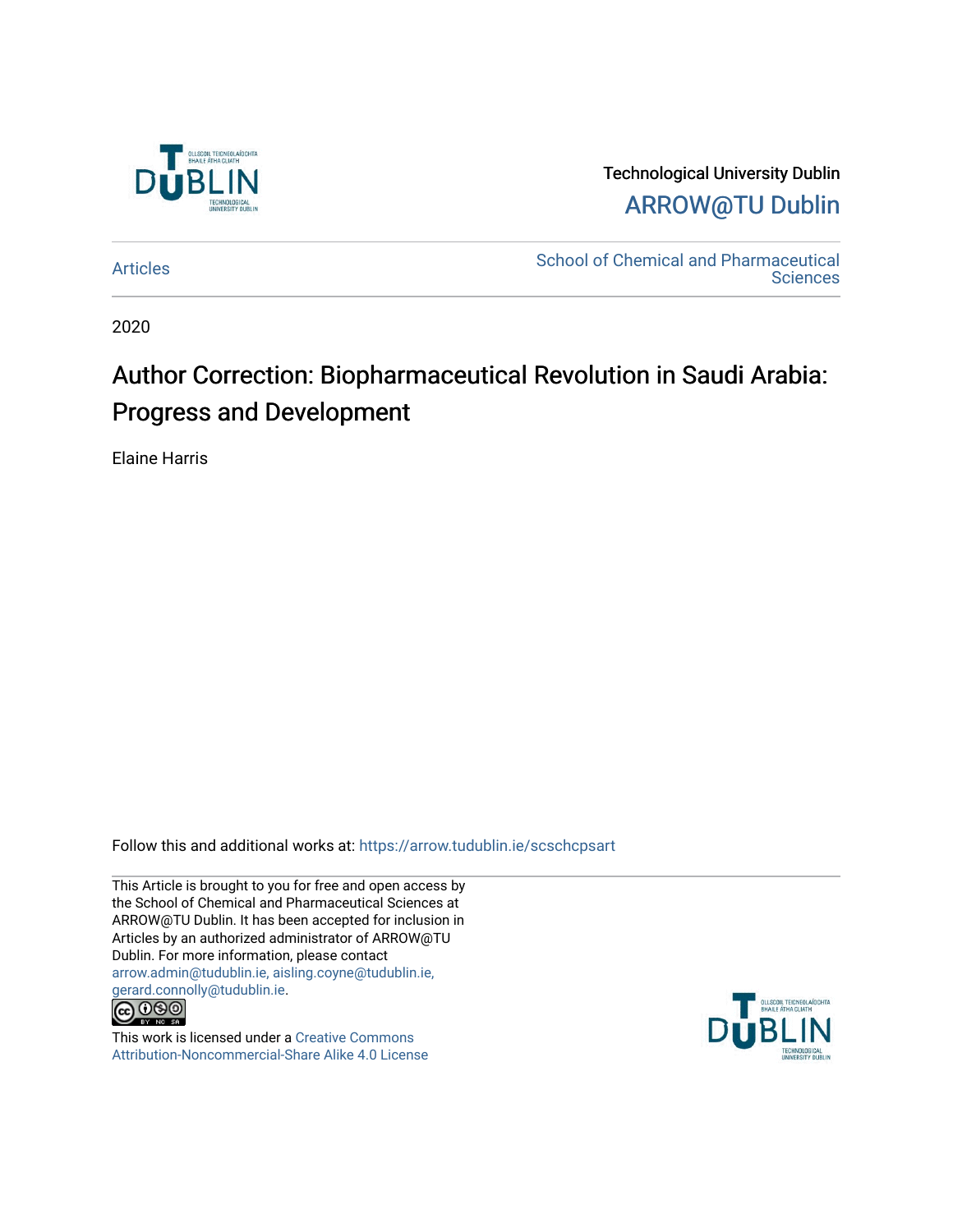Technological University Dublin

ARROW@TU Dublin

Articles

School of Chemical and Pharmaceutical Sciences

2020

# Author Correction: Biopharmaceutical Revolution in Saudi Arabia: Progress and Development

Elaine Harris

Follow this and additional works at: https://arrow.tudublin.ie/scschcpsart

This Article is brought to you for free and open access by the School of Chemical and Pharmaceutical Sciences at ARROW@TU Dublin. It has been accepted for inclusion in Articles by an authorized administrator of ARROW@TU Dublin. For more information, please contact arrow.admin@tudublin.ie, aisling.coyne@tudublin.ie, gerard.connolly@tudublin.ie.

This work is licensed under a Creative Commons Attribution-Noncommercial-Share Alike 4.0 License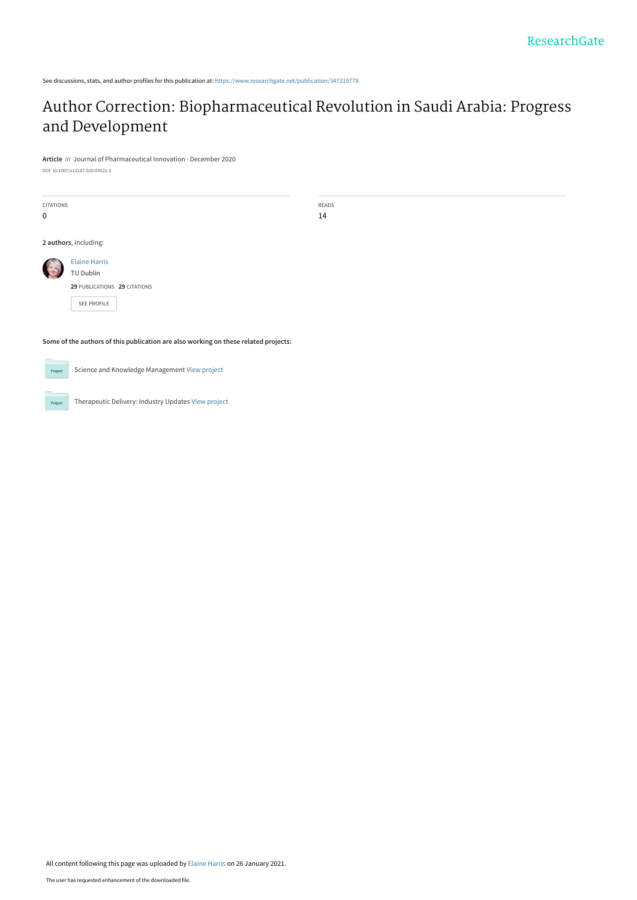See discussions, stats, and author profiles for this publication at: https://www.researchgate.net/publication/347319778

# Author Correction: Biopharmaceutical Revolution in Saudi Arabia: Progress and Development

**Article** *in* Journal of Pharmaceutical Innovation · December 2020

DOI: 10.1007/s12247-020-09522-5

| CITATIONS | READS |
|---|---|
| 0 | 14 |

**2 authors**, including:

Elaine Harris
TU Dublin
**29** PUBLICATIONS **29** CITATIONS

SEE PROFILE

**Some of the authors of this publication are also working on these related projects:**

Science and Knowledge Management View project

Therapeutic Delivery: Industry Updates View project

All content following this page was uploaded by Elaine Harris on 26 January 2021.

The user has requested enhancement of the downloaded file.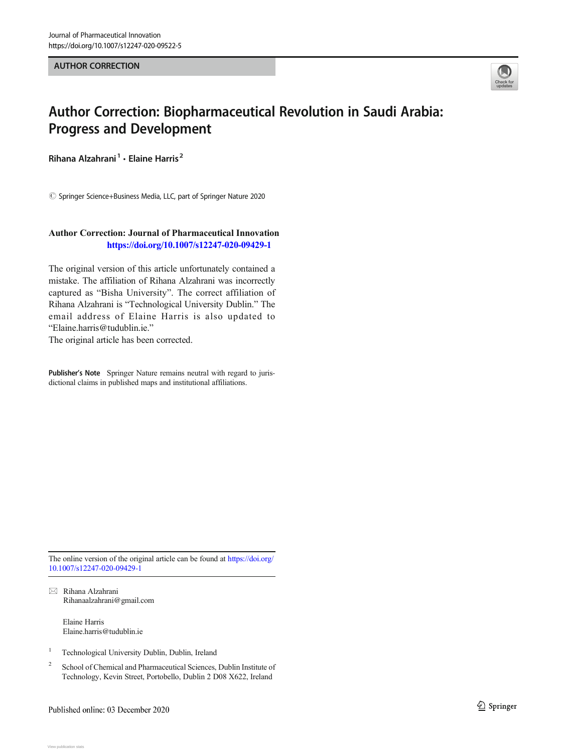AUTHOR CORRECTION

# Author Correction: Biopharmaceutical Revolution in Saudi Arabia: Progress and Development

Rihana Alzahrani[1] · Elaine Harris[2]

© Springer Science+Business Media, LLC, part of Springer Nature 2020

**Author Correction: Journal of Pharmaceutical Innovation https://doi.org/10.1007/s12247-020-09429-1**

The original version of this article unfortunately contained a mistake. The affiliation of Rihana Alzahrani was incorrectly captured as "Bisha University". The correct affiliation of Rihana Alzahrani is "Technological University Dublin." The email address of Elaine Harris is also updated to "Elaine.harris@tudublin.ie."

The original article has been corrected.

**Publisher's Note** Springer Nature remains neutral with regard to jurisdictional claims in published maps and institutional affiliations.

The online version of the original article can be found at https://doi.org/10.1007/s12247-020-09429-1

✉ Rihana Alzahrani
Rihanaalzahrani@gmail.com

Elaine Harris
Elaine.harris@tudublin.ie

[1] Technological University Dublin, Dublin, Ireland

[2] School of Chemical and Pharmaceutical Sciences, Dublin Institute of Technology, Kevin Street, Portobello, Dublin 2 D08 X622, Ireland

Published online: 03 December 2020